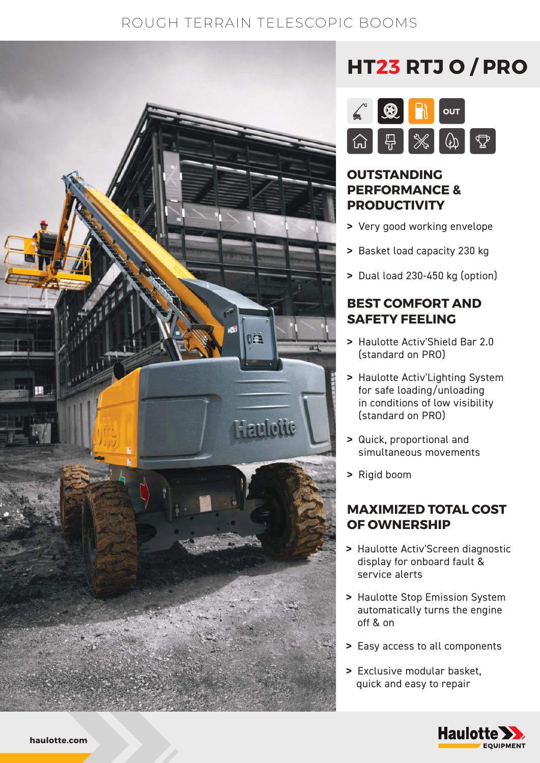ROUGH TERRAIN TELESCOPIC BOOMS

# HT23 RTJ O / PRO

OUT

## OUTSTANDING PERFORMANCE & PRODUCTIVITY

> Very good working envelope

> Basket load capacity 230 kg

> Dual load 230-450 kg (option)

## BEST COMFORT AND SAFETY FEELING

> Haulotte Activ'Shield Bar 2.0 (standard on PRO)

> Haulotte Activ'Lighting System for safe loading/unloading in conditions of low visibility (standard on PRO)

> Quick, proportional and simultaneous movements

> Rigid boom

## MAXIMIZED TOTAL COST OF OWNERSHIP

> Haulotte Activ'Screen diagnostic display for onboard fault & service alerts

> Haulotte Stop Emission System automatically turns the engine off & on

> Easy access to all components

> Exclusive modular basket, quick and easy to repair

haulotte.com

Haulotte EQUIPMENT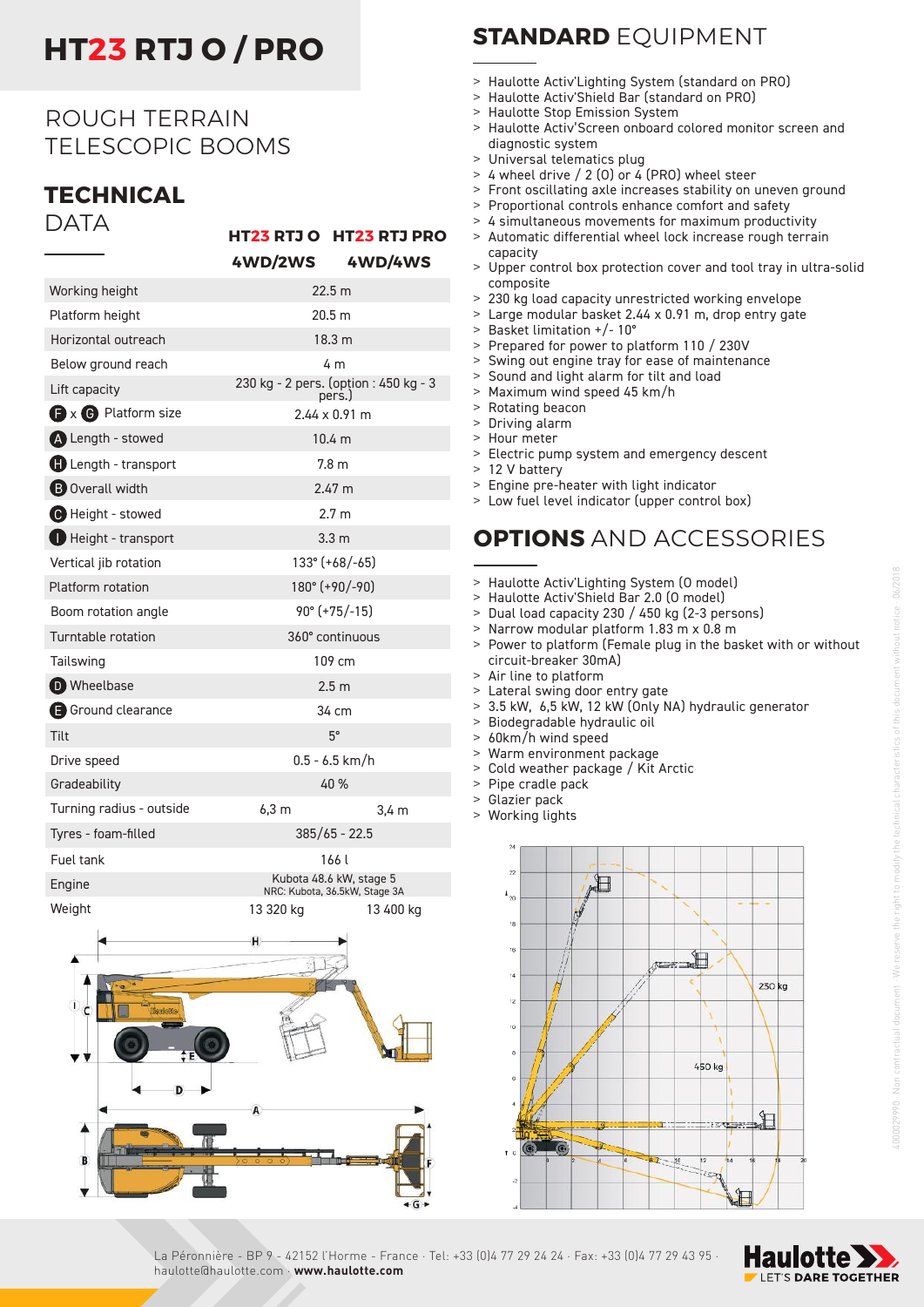# HT23 RTJ O / PRO

## ROUGH TERRAIN TELESCOPIC BOOMS

## TECHNICAL DATA

| | HT23 RTJ O 4WD/2WS | HT23 RTJ PRO 4WD/4WS |
|---|---|---|
| Working height | 22.5 m | |
| Platform height | 20.5 m | |
| Horizontal outreach | 18.3 m | |
| Below ground reach | 4 m | |
| Lift capacity | 230 kg - 2 pers. (option : 450 kg - 3 pers.) | |
| F x G Platform size | 2.44 x 0.91 m | |
| A Length - stowed | 10.4 m | |
| H Length - transport | 7.8 m | |
| B Overall width | 2.47 m | |
| C Height - stowed | 2.7 m | |
| I Height - transport | 3.3 m | |
| Vertical jib rotation | 133° (+68/-65) | |
| Platform rotation | 180° (+90/-90) | |
| Boom rotation angle | 90° (+75/-15) | |
| Turntable rotation | 360° continuous | |
| Tailswing | 109 cm | |
| D Wheelbase | 2.5 m | |
| E Ground clearance | 34 cm | |
| Tilt | 5° | |
| Drive speed | 0.5 - 6.5 km/h | |
| Gradeability | 40 % | |
| Turning radius - outside | 6,3 m | 3,4 m |
| Tyres - foam-filled | 385/65 - 22.5 | |
| Fuel tank | 166 l | |
| Engine | Kubota 48.6 kW, stage 5<br>NRC: Kubota, 36.5kW, Stage 3A | |
| Weight | 13 320 kg | 13 400 kg |

## STANDARD EQUIPMENT

- Haulotte Activ'Lighting System (standard on PRO)
- Haulotte Activ'Shield Bar (standard on PRO)
- Haulotte Stop Emission System
- Haulotte Activ'Screen onboard colored monitor screen and diagnostic system
- Universal telematics plug
- 4 wheel drive / 2 (O) or 4 (PRO) wheel steer
- Front oscillating axle increases stability on uneven ground
- Proportional controls enhance comfort and safety
- 4 simultaneous movements for maximum productivity
- Automatic differential wheel lock increase rough terrain capacity
- Upper control box protection cover and tool tray in ultra-solid composite
- 230 kg load capacity unrestricted working envelope
- Large modular basket 2.44 x 0.91 m, drop entry gate
- Basket limitation +/- 10°
- Prepared for power to platform 110 / 230V
- Swing out engine tray for ease of maintenance
- Sound and light alarm for tilt and load
- Maximum wind speed 45 km/h
- Rotating beacon
- Driving alarm
- Hour meter
- Electric pump system and emergency descent
- 12 V battery
- Engine pre-heater with light indicator
- Low fuel level indicator (upper control box)

## OPTIONS AND ACCESSORIES

- Haulotte Activ'Lighting System (O model)
- Haulotte Activ'Shield Bar 2.0 (O model)
- Dual load capacity 230 / 450 kg (2-3 persons)
- Narrow modular platform 1.83 m x 0.8 m
- Power to platform (Female plug in the basket with or without circuit-breaker 30mA)
- Air line to platform
- Lateral swing door entry gate
- 3.5 kW, 6,5 kW, 12 kW (Only NA) hydraulic generator
- Biodegradable hydraulic oil
- 60km/h wind speed
- Warm environment package
- Cold weather package / Kit Arctic
- Pipe cradle pack
- Glazier pack
- Working lights

230 kg
450 kg

4000029990 - Non contractual document - We reserve the right to modify the technical characteristics of this document without notice - 06/2018

La Péronnière - BP 9 - 42152 l'Horme - France · Tel: +33 (0)4 77 29 24 24 · Fax: +33 (0)4 77 29 43 95 · haulotte@haulotte.com · **www.haulotte.com**

Haulotte LET'S DARE TOGETHER